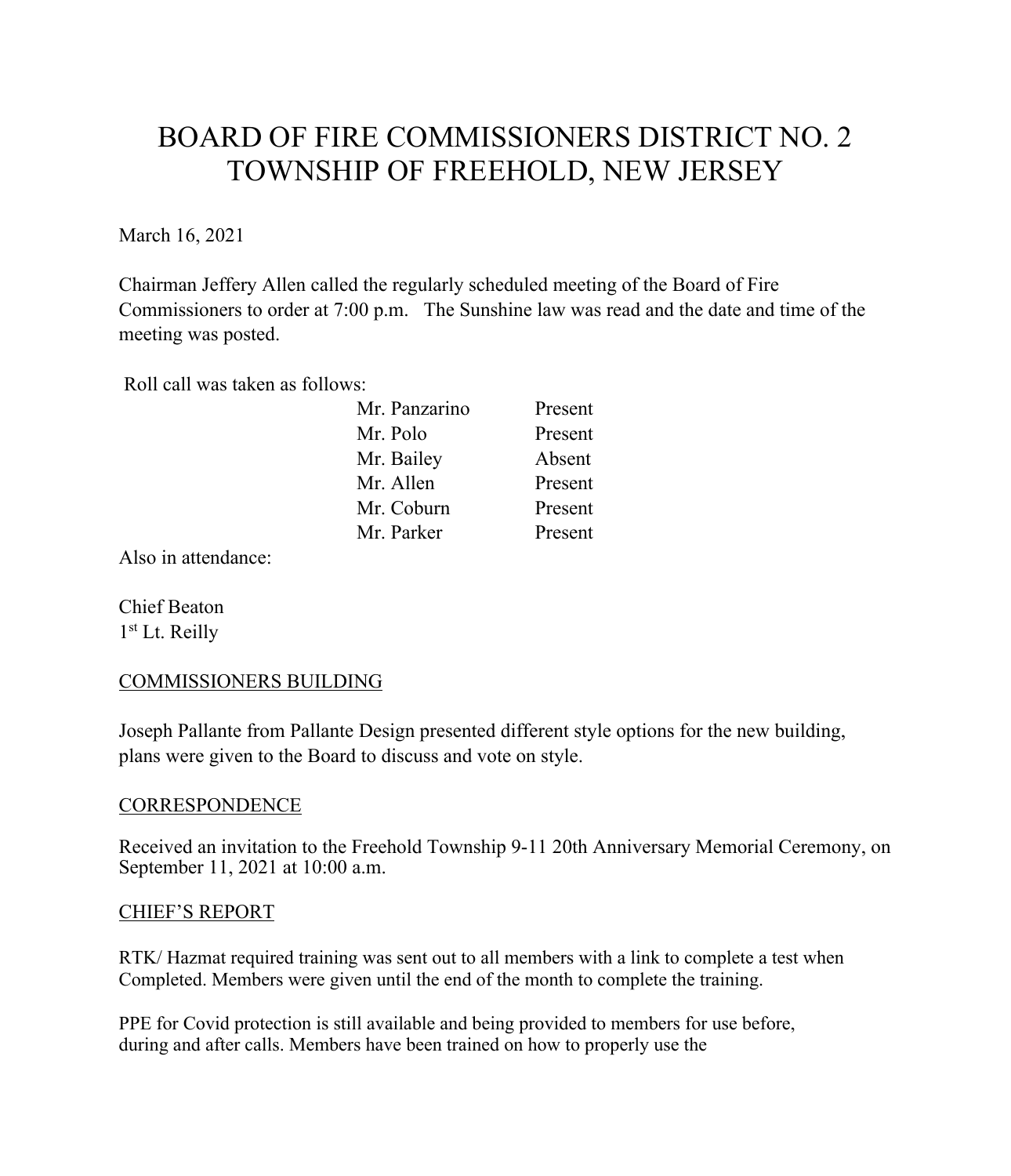# BOARD OF FIRE COMMISSIONERS DISTRICT NO. 2
# TOWNSHIP OF FREEHOLD, NEW JERSEY

March 16, 2021

Chairman Jeffery Allen called the regularly scheduled meeting of the Board of Fire Commissioners to order at 7:00 p.m. The Sunshine law was read and the date and time of the meeting was posted.

Roll call was taken as follows:

| | |
|---|---|
| Mr. Panzarino | Present |
| Mr. Polo | Present |
| Mr. Bailey | Absent |
| Mr. Allen | Present |
| Mr. Coburn | Present |
| Mr. Parker | Present |

Also in attendance:

Chief Beaton
1st Lt. Reilly

## COMMISSIONERS BUILDING

Joseph Pallante from Pallante Design presented different style options for the new building, plans were given to the Board to discuss and vote on style.

## CORRESPONDENCE

Received an invitation to the Freehold Township 9-11 20th Anniversary Memorial Ceremony, on September 11, 2021 at 10:00 a.m.

## CHIEF'S REPORT

RTK/ Hazmat required training was sent out to all members with a link to complete a test when Completed. Members were given until the end of the month to complete the training.

PPE for Covid protection is still available and being provided to members for use before, during and after calls. Members have been trained on how to properly use the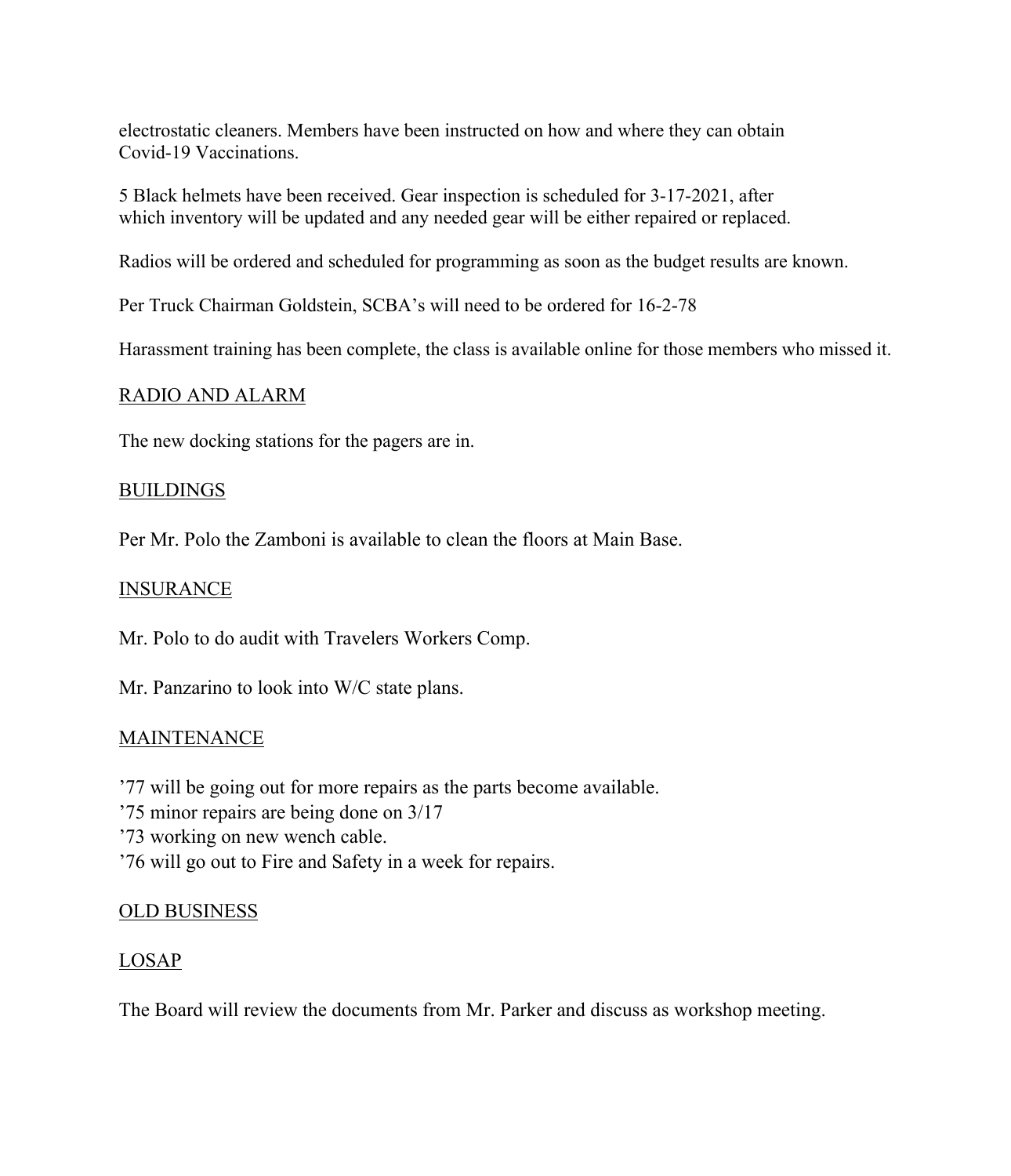electrostatic cleaners. Members have been instructed on how and where they can obtain Covid-19 Vaccinations.

5 Black helmets have been received. Gear inspection is scheduled for 3-17-2021, after which inventory will be updated and any needed gear will be either repaired or replaced.

Radios will be ordered and scheduled for programming as soon as the budget results are known.

Per Truck Chairman Goldstein, SCBA's will need to be ordered for 16-2-78

Harassment training has been complete, the class is available online for those members who missed it.

<u>RADIO AND ALARM</u>

The new docking stations for the pagers are in.

<u>BUILDINGS</u>

Per Mr. Polo the Zamboni is available to clean the floors at Main Base.

<u>INSURANCE</u>

Mr. Polo to do audit with Travelers Workers Comp.

Mr. Panzarino to look into W/C state plans.

<u>MAINTENANCE</u>

'77 will be going out for more repairs as the parts become available.
'75 minor repairs are being done on 3/17
'73 working on new wench cable.
'76 will go out to Fire and Safety in a week for repairs.

<u>OLD BUSINESS</u>

<u>LOSAP</u>

The Board will review the documents from Mr. Parker and discuss as workshop meeting.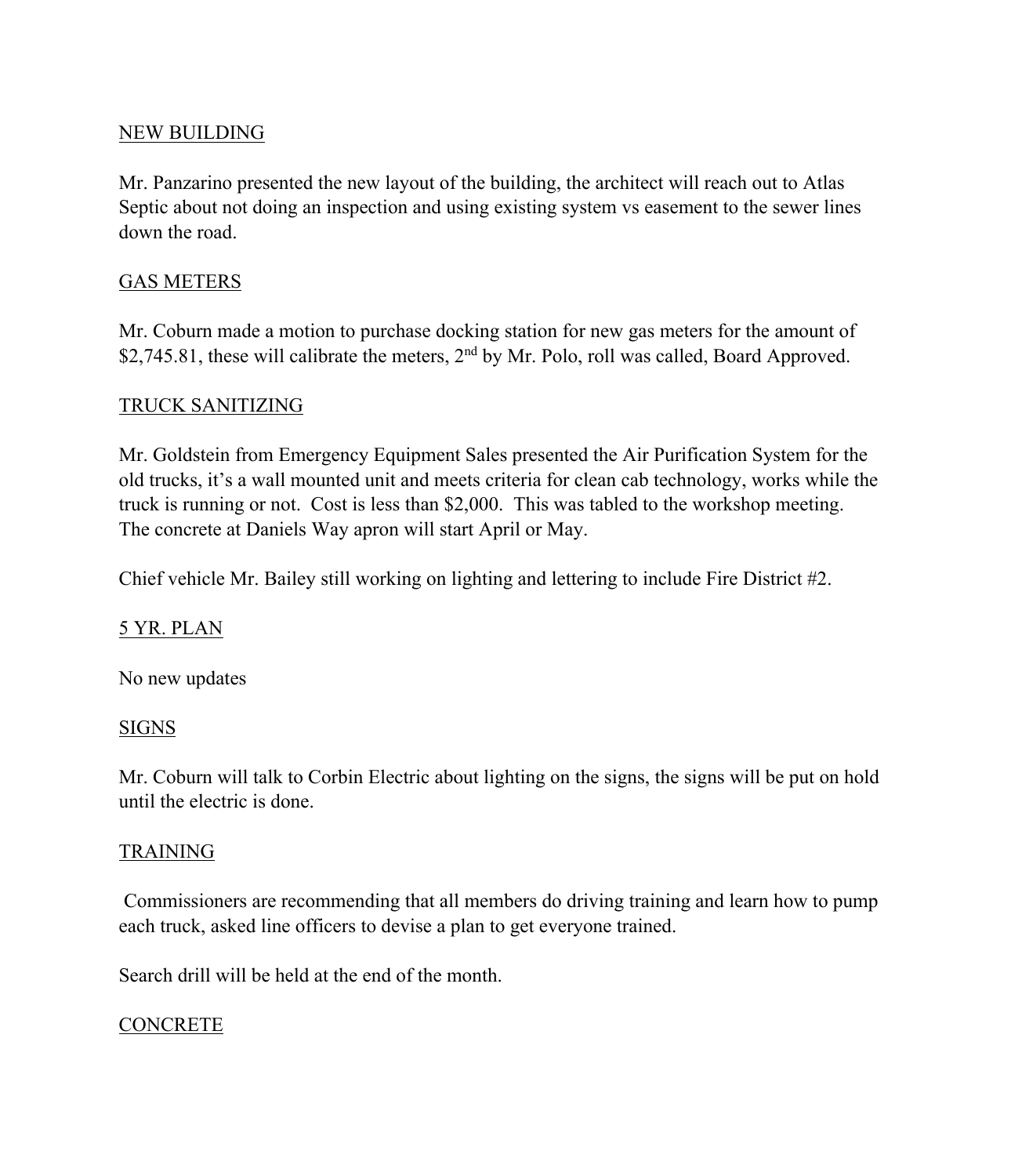NEW BUILDING

Mr. Panzarino presented the new layout of the building, the architect will reach out to Atlas Septic about not doing an inspection and using existing system vs easement to the sewer lines down the road.

GAS METERS

Mr. Coburn made a motion to purchase docking station for new gas meters for the amount of $2,745.81, these will calibrate the meters, 2nd by Mr. Polo, roll was called, Board Approved.

TRUCK SANITIZING

Mr. Goldstein from Emergency Equipment Sales presented the Air Purification System for the old trucks, it's a wall mounted unit and meets criteria for clean cab technology, works while the truck is running or not. Cost is less than $2,000. This was tabled to the workshop meeting. The concrete at Daniels Way apron will start April or May.

Chief vehicle Mr. Bailey still working on lighting and lettering to include Fire District #2.

5 YR. PLAN

No new updates

SIGNS

Mr. Coburn will talk to Corbin Electric about lighting on the signs, the signs will be put on hold until the electric is done.

TRAINING

Commissioners are recommending that all members do driving training and learn how to pump each truck, asked line officers to devise a plan to get everyone trained.

Search drill will be held at the end of the month.

CONCRETE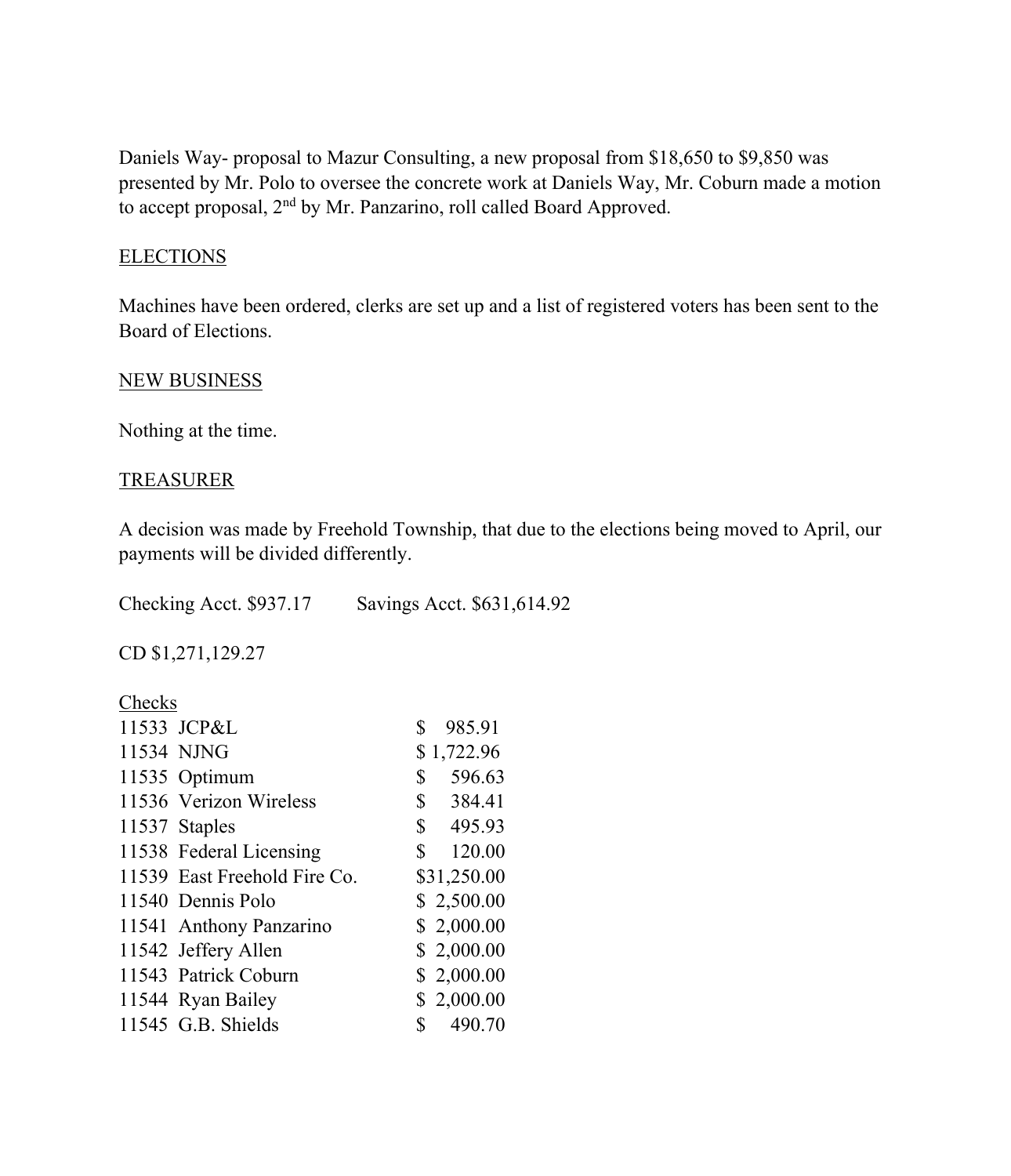Daniels Way- proposal to Mazur Consulting, a new proposal from $18,650 to $9,850 was presented by Mr. Polo to oversee the concrete work at Daniels Way, Mr. Coburn made a motion to accept proposal, 2nd by Mr. Panzarino, roll called Board Approved.

ELECTIONS

Machines have been ordered, clerks are set up and a list of registered voters has been sent to the Board of Elections.

NEW BUSINESS

Nothing at the time.

TREASURER

A decision was made by Freehold Township, that due to the elections being moved to April, our payments will be divided differently.

Checking Acct. $937.17 Savings Acct. $631,614.92

CD $1,271,129.27

Checks

| | | |
|---|---|---|
| 11533 | JCP&L | $ 985.91 |
| 11534 | NJNG | $ 1,722.96 |
| 11535 | Optimum | $ 596.63 |
| 11536 | Verizon Wireless | $ 384.41 |
| 11537 | Staples | $ 495.93 |
| 11538 | Federal Licensing | $ 120.00 |
| 11539 | East Freehold Fire Co. | $31,250.00 |
| 11540 | Dennis Polo | $ 2,500.00 |
| 11541 | Anthony Panzarino | $ 2,000.00 |
| 11542 | Jeffery Allen | $ 2,000.00 |
| 11543 | Patrick Coburn | $ 2,000.00 |
| 11544 | Ryan Bailey | $ 2,000.00 |
| 11545 | G.B. Shields | $ 490.70 |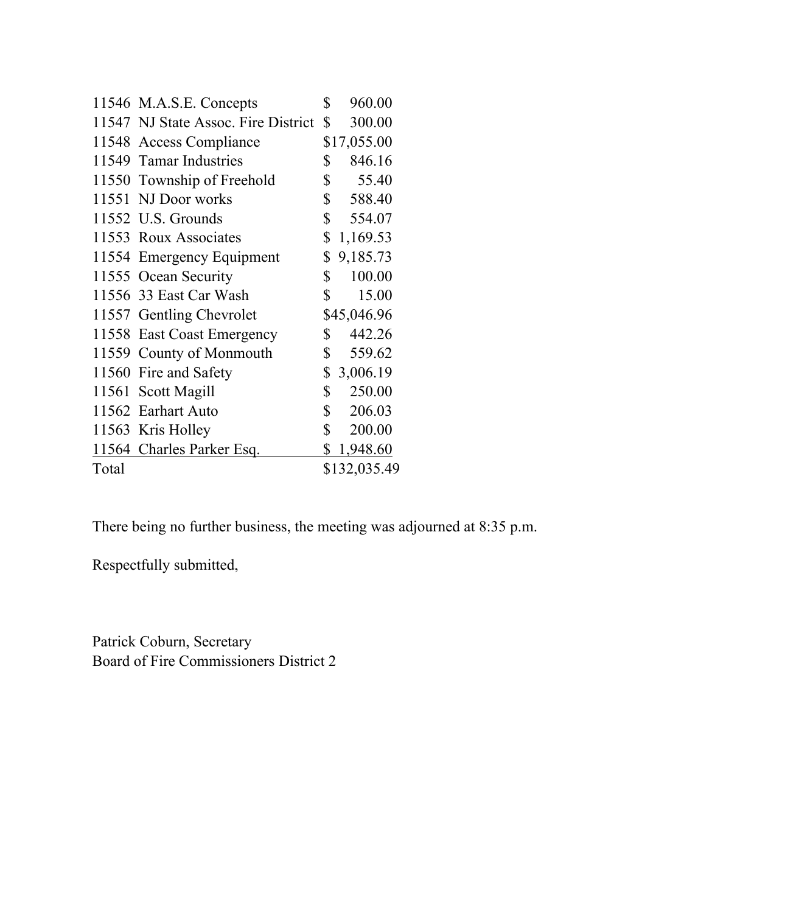| | | |
|---|---|---|
| 11546 | M.A.S.E. Concepts | $ 960.00 |
| 11547 | NJ State Assoc. Fire District | $ 300.00 |
| 11548 | Access Compliance | $17,055.00 |
| 11549 | Tamar Industries | $ 846.16 |
| 11550 | Township of Freehold | $ 55.40 |
| 11551 | NJ Door works | $ 588.40 |
| 11552 | U.S. Grounds | $ 554.07 |
| 11553 | Roux Associates | $ 1,169.53 |
| 11554 | Emergency Equipment | $ 9,185.73 |
| 11555 | Ocean Security | $ 100.00 |
| 11556 | 33 East Car Wash | $ 15.00 |
| 11557 | Gentling Chevrolet | $45,046.96 |
| 11558 | East Coast Emergency | $ 442.26 |
| 11559 | County of Monmouth | $ 559.62 |
| 11560 | Fire and Safety | $ 3,006.19 |
| 11561 | Scott Magill | $ 250.00 |
| 11562 | Earhart Auto | $ 206.03 |
| 11563 | Kris Holley | $ 200.00 |
| 11564 | Charles Parker Esq. | $ 1,948.60 |
| Total | | $132,035.49 |

There being no further business, the meeting was adjourned at 8:35 p.m.

Respectfully submitted,

Patrick Coburn, Secretary
Board of Fire Commissioners District 2